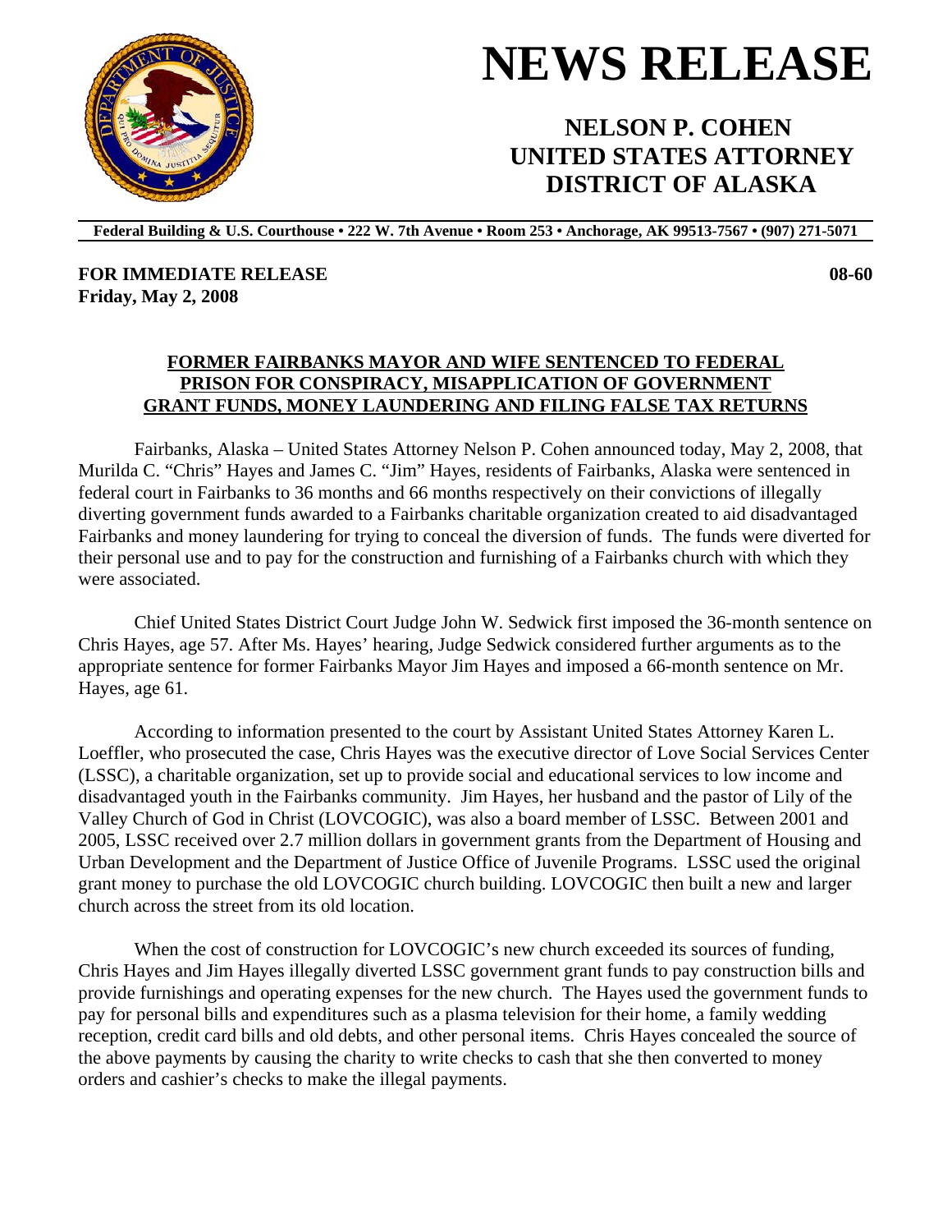# NEWS RELEASE

## NELSON P. COHEN
## UNITED STATES ATTORNEY
## DISTRICT OF ALASKA

**Federal Building & U.S. Courthouse • 222 W. 7th Avenue • Room 253 • Anchorage, AK 99513-7567 • (907) 271-5071**

**FOR IMMEDIATE RELEASE** **08-60**
**Friday, May 2, 2008**

**FORMER FAIRBANKS MAYOR AND WIFE SENTENCED TO FEDERAL PRISON FOR CONSPIRACY, MISAPPLICATION OF GOVERNMENT GRANT FUNDS, MONEY LAUNDERING AND FILING FALSE TAX RETURNS**

Fairbanks, Alaska – United States Attorney Nelson P. Cohen announced today, May 2, 2008, that Murilda C. "Chris" Hayes and James C. "Jim" Hayes, residents of Fairbanks, Alaska were sentenced in federal court in Fairbanks to 36 months and 66 months respectively on their convictions of illegally diverting government funds awarded to a Fairbanks charitable organization created to aid disadvantaged Fairbanks and money laundering for trying to conceal the diversion of funds. The funds were diverted for their personal use and to pay for the construction and furnishing of a Fairbanks church with which they were associated.

Chief United States District Court Judge John W. Sedwick first imposed the 36-month sentence on Chris Hayes, age 57. After Ms. Hayes' hearing, Judge Sedwick considered further arguments as to the appropriate sentence for former Fairbanks Mayor Jim Hayes and imposed a 66-month sentence on Mr. Hayes, age 61.

According to information presented to the court by Assistant United States Attorney Karen L. Loeffler, who prosecuted the case, Chris Hayes was the executive director of Love Social Services Center (LSSC), a charitable organization, set up to provide social and educational services to low income and disadvantaged youth in the Fairbanks community. Jim Hayes, her husband and the pastor of Lily of the Valley Church of God in Christ (LOVCOGIC), was also a board member of LSSC. Between 2001 and 2005, LSSC received over 2.7 million dollars in government grants from the Department of Housing and Urban Development and the Department of Justice Office of Juvenile Programs. LSSC used the original grant money to purchase the old LOVCOGIC church building. LOVCOGIC then built a new and larger church across the street from its old location.

When the cost of construction for LOVCOGIC's new church exceeded its sources of funding, Chris Hayes and Jim Hayes illegally diverted LSSC government grant funds to pay construction bills and provide furnishings and operating expenses for the new church. The Hayes used the government funds to pay for personal bills and expenditures such as a plasma television for their home, a family wedding reception, credit card bills and old debts, and other personal items. Chris Hayes concealed the source of the above payments by causing the charity to write checks to cash that she then converted to money orders and cashier's checks to make the illegal payments.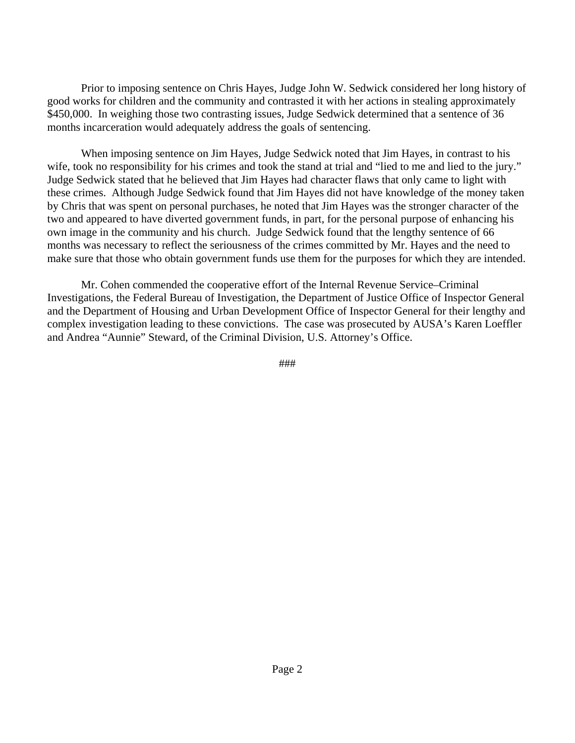Prior to imposing sentence on Chris Hayes, Judge John W. Sedwick considered her long history of good works for children and the community and contrasted it with her actions in stealing approximately $450,000.  In weighing those two contrasting issues, Judge Sedwick determined that a sentence of 36 months incarceration would adequately address the goals of sentencing.

When imposing sentence on Jim Hayes, Judge Sedwick noted that Jim Hayes, in contrast to his wife, took no responsibility for his crimes and took the stand at trial and "lied to me and lied to the jury." Judge Sedwick stated that he believed that Jim Hayes had character flaws that only came to light with these crimes.  Although Judge Sedwick found that Jim Hayes did not have knowledge of the money taken by Chris that was spent on personal purchases, he noted that Jim Hayes was the stronger character of the two and appeared to have diverted government funds, in part, for the personal purpose of enhancing his own image in the community and his church.  Judge Sedwick found that the lengthy sentence of 66 months was necessary to reflect the seriousness of the crimes committed by Mr. Hayes and the need to make sure that those who obtain government funds use them for the purposes for which they are intended.

Mr. Cohen commended the cooperative effort of the Internal Revenue Service–Criminal Investigations, the Federal Bureau of Investigation, the Department of Justice Office of Inspector General and the Department of Housing and Urban Development Office of Inspector General for their lengthy and complex investigation leading to these convictions.  The case was prosecuted by AUSA's Karen Loeffler and Andrea "Aunnie" Steward, of the Criminal Division, U.S. Attorney's Office.

###